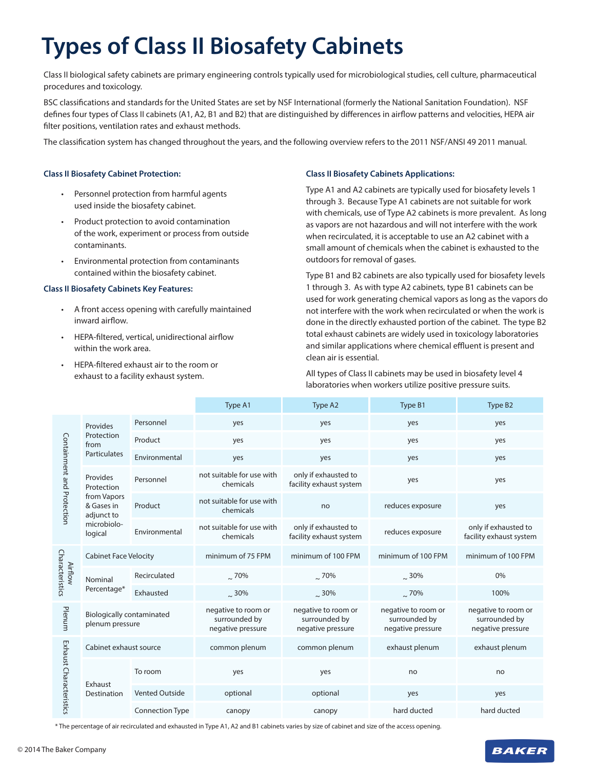# Types of Class II Biosafety Cabinets

Class II biological safety cabinets are primary engineering controls typically used for microbiological studies, cell culture, pharmaceutical procedures and toxicology.

BSC classifications and standards for the United States are set by NSF International (formerly the National Sanitation Foundation). NSF defines four types of Class II cabinets (A1, A2, B1 and B2) that are distinguished by differences in airflow patterns and velocities, HEPA air filter positions, ventilation rates and exhaust methods.

The classification system has changed throughout the years, and the following overview refers to the 2011 NSF/ANSI 49 2011 manual.

### Class II Biosafety Cabinet Protection:

- Personnel protection from harmful agents used inside the biosafety cabinet.
- Product protection to avoid contamination of the work, experiment or process from outside contaminants.
- Environmental protection from contaminants contained within the biosafety cabinet.

### Class II Biosafety Cabinets Key Features:

- A front access opening with carefully maintained inward airflow.
- HEPA-filtered, vertical, unidirectional airflow within the work area.
- HEPA-filtered exhaust air to the room or exhaust to a facility exhaust system.

### Class II Biosafety Cabinets Applications:

Type A1 and A2 cabinets are typically used for biosafety levels 1 through 3. Because Type A1 cabinets are not suitable for work with chemicals, use of Type A2 cabinets is more prevalent. As long as vapors are not hazardous and will not interfere with the work when recirculated, it is acceptable to use an A2 cabinet with a small amount of chemicals when the cabinet is exhausted to the outdoors for removal of gases.

Type B1 and B2 cabinets are also typically used for biosafety levels 1 through 3. As with type A2 cabinets, type B1 cabinets can be used for work generating chemical vapors as long as the vapors do not interfere with the work when recirculated or when the work is done in the directly exhausted portion of the cabinet. The type B2 total exhaust cabinets are widely used in toxicology laboratories and similar applications where chemical effluent is present and clean air is essential.

All types of Class II cabinets may be used in biosafety level 4 laboratories when workers utilize positive pressure suits.

| | | | Type A1 | Type A2 | Type B1 | Type B2 |
|---|---|---|---|---|---|---|
| Containment and Protection | Provides Protection from Particulates | Personnel | yes | yes | yes | yes |
| | | Product | yes | yes | yes | yes |
| | | Environmental | yes | yes | yes | yes |
| | Provides Protection from Vapors & Gases in adjunct to microbiological | Personnel | not suitable for use with chemicals | only if exhausted to facility exhaust system | yes | yes |
| | | Product | not suitable for use with chemicals | no | reduces exposure | yes |
| | | Environmental | not suitable for use with chemicals | only if exhausted to facility exhaust system | reduces exposure | only if exhausted to facility exhaust system |
| Airflow Characteristics | Cabinet Face Velocity | | minimum of 75 FPM | minimum of 100 FPM | minimum of 100 FPM | minimum of 100 FPM |
| | Nominal Percentage* | Recirculated | ~70% | ~70% | ~30% | 0% |
| | | Exhausted | ~30% | ~30% | ~70% | 100% |
| Plenum | Biologically contaminated plenum pressure | | negative to room or surrounded by negative pressure | negative to room or surrounded by negative pressure | negative to room or surrounded by negative pressure | negative to room or surrounded by negative pressure |
| Exhaust Characteristics | Cabinet exhaust source | | common plenum | common plenum | exhaust plenum | exhaust plenum |
| | Exhaust Destination | To room | yes | yes | no | no |
| | | Vented Outside | optional | optional | yes | yes |
| | | Connection Type | canopy | canopy | hard ducted | hard ducted |

\* The percentage of air recirculated and exhausted in Type A1, A2 and B1 cabinets varies by size of cabinet and size of the access opening.

© 2014 The Baker Company

BAKER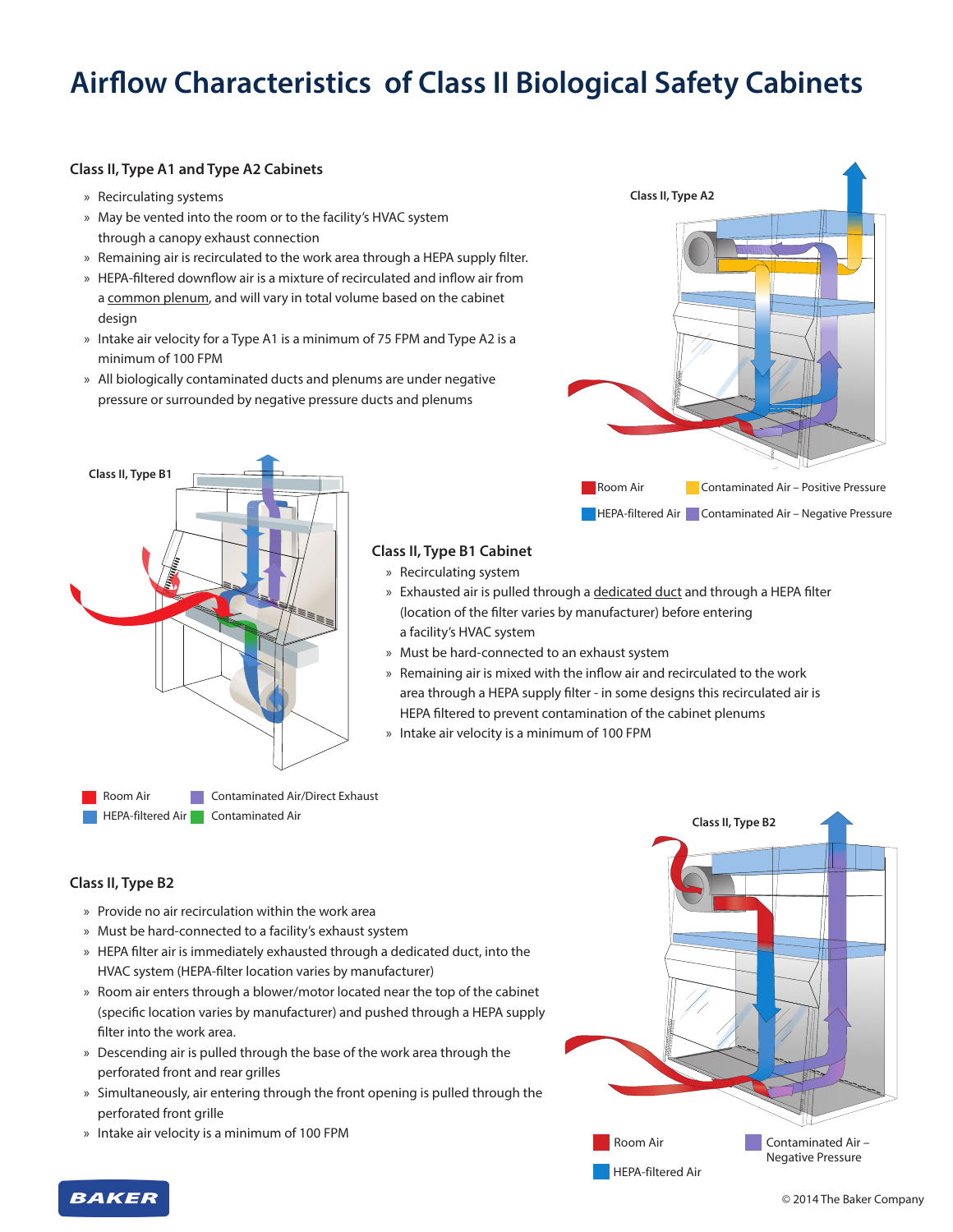# Airflow Characteristics of Class II Biological Safety Cabinets

## Class II, Type A1 and Type A2 Cabinets

- Recirculating systems
- May be vented into the room or to the facility's HVAC system through a canopy exhaust connection
- Remaining air is recirculated to the work area through a HEPA supply filter.
- HEPA-filtered downflow air is a mixture of recirculated and inflow air from a common plenum, and will vary in total volume based on the cabinet design
- Intake air velocity for a Type A1 is a minimum of 75 FPM and Type A2 is a minimum of 100 FPM
- All biologically contaminated ducts and plenums are under negative pressure or surrounded by negative pressure ducts and plenums

Class II, Type A2

Room Air
Contaminated Air – Positive Pressure
HEPA-filtered Air
Contaminated Air – Negative Pressure

Class II, Type B1

Room Air
Contaminated Air/Direct Exhaust
HEPA-filtered Air
Contaminated Air

## Class II, Type B1 Cabinet

- Recirculating system
- Exhausted air is pulled through a dedicated duct and through a HEPA filter (location of the filter varies by manufacturer) before entering a facility's HVAC system
- Must be hard-connected to an exhaust system
- Remaining air is mixed with the inflow air and recirculated to the work area through a HEPA supply filter - in some designs this recirculated air is HEPA filtered to prevent contamination of the cabinet plenums
- Intake air velocity is a minimum of 100 FPM

## Class II, Type B2

- Provide no air recirculation within the work area
- Must be hard-connected to a facility's exhaust system
- HEPA filter air is immediately exhausted through a dedicated duct, into the HVAC system (HEPA-filter location varies by manufacturer)
- Room air enters through a blower/motor located near the top of the cabinet (specific location varies by manufacturer) and pushed through a HEPA supply filter into the work area.
- Descending air is pulled through the base of the work area through the perforated front and rear grilles
- Simultaneously, air entering through the front opening is pulled through the perforated front grille
- Intake air velocity is a minimum of 100 FPM

Class II, Type B2

Room Air
Contaminated Air – Negative Pressure
HEPA-filtered Air

BAKER

© 2014 The Baker Company